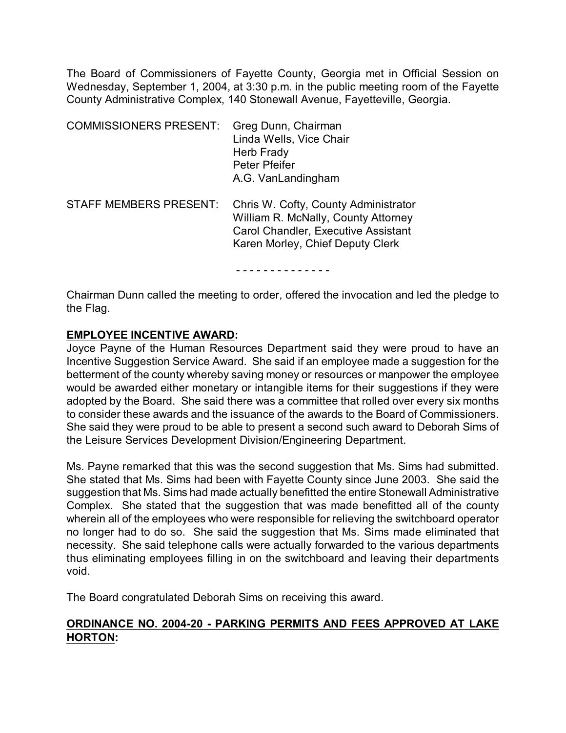The Board of Commissioners of Fayette County, Georgia met in Official Session on Wednesday, September 1, 2004, at 3:30 p.m. in the public meeting room of the Fayette County Administrative Complex, 140 Stonewall Avenue, Fayetteville, Georgia.

| | |
|---|---|
| COMMISSIONERS PRESENT: | Greg Dunn, Chairman |
| | Linda Wells, Vice Chair |
| | Herb Frady |
| | Peter Pfeifer |
| | A.G. VanLandingham |
| STAFF MEMBERS PRESENT: | Chris W. Cofty, County Administrator |
| | William R. McNally, County Attorney |
| | Carol Chandler, Executive Assistant |
| | Karen Morley, Chief Deputy Clerk |

- - - - - - - - - - - - - -

Chairman Dunn called the meeting to order, offered the invocation and led the pledge to the Flag.

**EMPLOYEE INCENTIVE AWARD:**

Joyce Payne of the Human Resources Department said they were proud to have an Incentive Suggestion Service Award. She said if an employee made a suggestion for the betterment of the county whereby saving money or resources or manpower the employee would be awarded either monetary or intangible items for their suggestions if they were adopted by the Board. She said there was a committee that rolled over every six months to consider these awards and the issuance of the awards to the Board of Commissioners. She said they were proud to be able to present a second such award to Deborah Sims of the Leisure Services Development Division/Engineering Department.

Ms. Payne remarked that this was the second suggestion that Ms. Sims had submitted. She stated that Ms. Sims had been with Fayette County since June 2003. She said the suggestion that Ms. Sims had made actually benefitted the entire Stonewall Administrative Complex. She stated that the suggestion that was made benefitted all of the county wherein all of the employees who were responsible for relieving the switchboard operator no longer had to do so. She said the suggestion that Ms. Sims made eliminated that necessity. She said telephone calls were actually forwarded to the various departments thus eliminating employees filling in on the switchboard and leaving their departments void.

The Board congratulated Deborah Sims on receiving this award.

**ORDINANCE NO. 2004-20 - PARKING PERMITS AND FEES APPROVED AT LAKE HORTON:**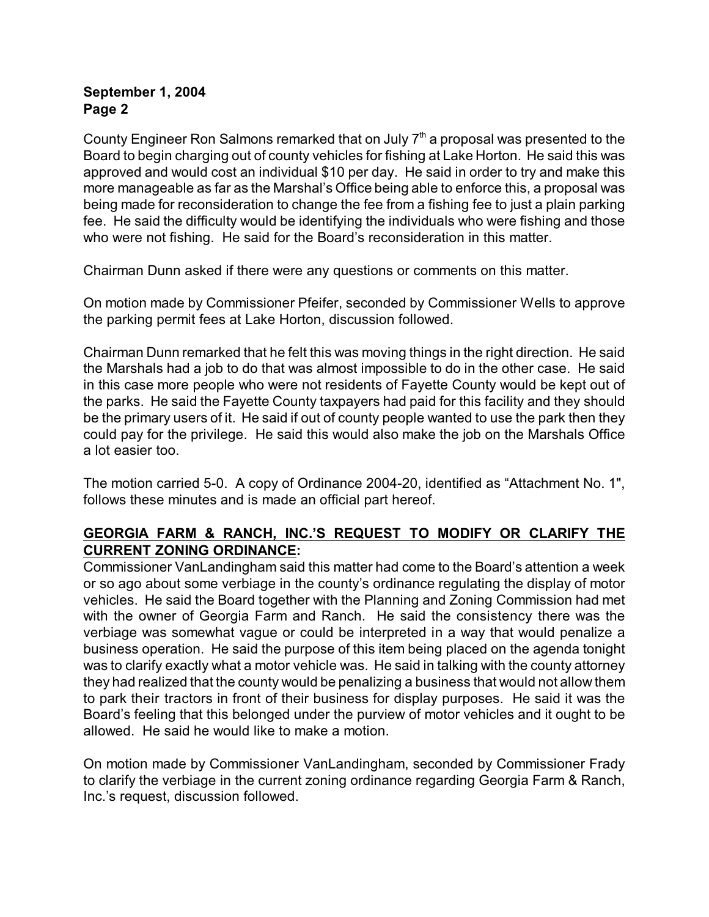County Engineer Ron Salmons remarked that on July 7th a proposal was presented to the Board to begin charging out of county vehicles for fishing at Lake Horton. He said this was approved and would cost an individual $10 per day. He said in order to try and make this more manageable as far as the Marshal's Office being able to enforce this, a proposal was being made for reconsideration to change the fee from a fishing fee to just a plain parking fee. He said the difficulty would be identifying the individuals who were fishing and those who were not fishing. He said for the Board's reconsideration in this matter.

Chairman Dunn asked if there were any questions or comments on this matter.

On motion made by Commissioner Pfeifer, seconded by Commissioner Wells to approve the parking permit fees at Lake Horton, discussion followed.

Chairman Dunn remarked that he felt this was moving things in the right direction. He said the Marshals had a job to do that was almost impossible to do in the other case. He said in this case more people who were not residents of Fayette County would be kept out of the parks. He said the Fayette County taxpayers had paid for this facility and they should be the primary users of it. He said if out of county people wanted to use the park then they could pay for the privilege. He said this would also make the job on the Marshals Office a lot easier too.

The motion carried 5-0. A copy of Ordinance 2004-20, identified as "Attachment No. 1", follows these minutes and is made an official part hereof.

**GEORGIA FARM & RANCH, INC.'S REQUEST TO MODIFY OR CLARIFY THE CURRENT ZONING ORDINANCE:**

Commissioner VanLandingham said this matter had come to the Board's attention a week or so ago about some verbiage in the county's ordinance regulating the display of motor vehicles. He said the Board together with the Planning and Zoning Commission had met with the owner of Georgia Farm and Ranch. He said the consistency there was the verbiage was somewhat vague or could be interpreted in a way that would penalize a business operation. He said the purpose of this item being placed on the agenda tonight was to clarify exactly what a motor vehicle was. He said in talking with the county attorney they had realized that the county would be penalizing a business that would not allow them to park their tractors in front of their business for display purposes. He said it was the Board's feeling that this belonged under the purview of motor vehicles and it ought to be allowed. He said he would like to make a motion.

On motion made by Commissioner VanLandingham, seconded by Commissioner Frady to clarify the verbiage in the current zoning ordinance regarding Georgia Farm & Ranch, Inc.'s request, discussion followed.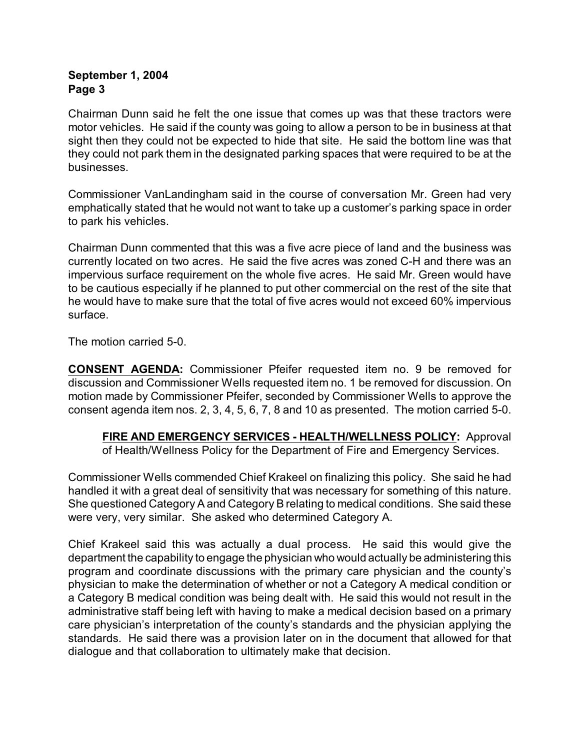Chairman Dunn said he felt the one issue that comes up was that these tractors were motor vehicles. He said if the county was going to allow a person to be in business at that sight then they could not be expected to hide that site. He said the bottom line was that they could not park them in the designated parking spaces that were required to be at the businesses.

Commissioner VanLandingham said in the course of conversation Mr. Green had very emphatically stated that he would not want to take up a customer's parking space in order to park his vehicles.

Chairman Dunn commented that this was a five acre piece of land and the business was currently located on two acres. He said the five acres was zoned C-H and there was an impervious surface requirement on the whole five acres. He said Mr. Green would have to be cautious especially if he planned to put other commercial on the rest of the site that he would have to make sure that the total of five acres would not exceed 60% impervious surface.

The motion carried 5-0.

**CONSENT AGENDA:** Commissioner Pfeifer requested item no. 9 be removed for discussion and Commissioner Wells requested item no. 1 be removed for discussion. On motion made by Commissioner Pfeifer, seconded by Commissioner Wells to approve the consent agenda item nos. 2, 3, 4, 5, 6, 7, 8 and 10 as presented. The motion carried 5-0.

> **FIRE AND EMERGENCY SERVICES - HEALTH/WELLNESS POLICY:** Approval of Health/Wellness Policy for the Department of Fire and Emergency Services.

Commissioner Wells commended Chief Krakeel on finalizing this policy. She said he had handled it with a great deal of sensitivity that was necessary for something of this nature. She questioned Category A and Category B relating to medical conditions. She said these were very, very similar. She asked who determined Category A.

Chief Krakeel said this was actually a dual process. He said this would give the department the capability to engage the physician who would actually be administering this program and coordinate discussions with the primary care physician and the county's physician to make the determination of whether or not a Category A medical condition or a Category B medical condition was being dealt with. He said this would not result in the administrative staff being left with having to make a medical decision based on a primary care physician's interpretation of the county's standards and the physician applying the standards. He said there was a provision later on in the document that allowed for that dialogue and that collaboration to ultimately make that decision.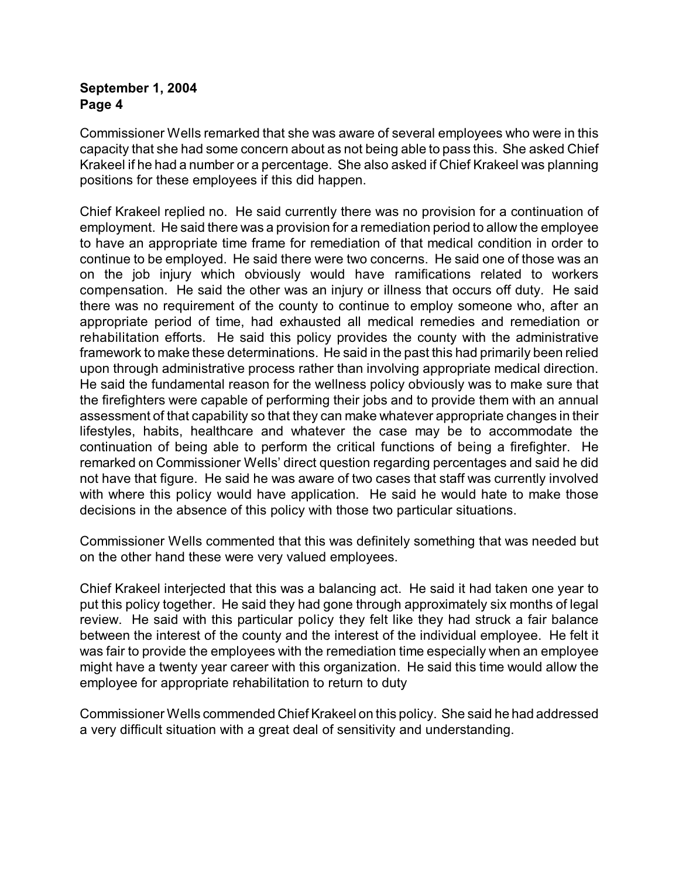Commissioner Wells remarked that she was aware of several employees who were in this capacity that she had some concern about as not being able to pass this. She asked Chief Krakeel if he had a number or a percentage. She also asked if Chief Krakeel was planning positions for these employees if this did happen.

Chief Krakeel replied no. He said currently there was no provision for a continuation of employment. He said there was a provision for a remediation period to allow the employee to have an appropriate time frame for remediation of that medical condition in order to continue to be employed. He said there were two concerns. He said one of those was an on the job injury which obviously would have ramifications related to workers compensation. He said the other was an injury or illness that occurs off duty. He said there was no requirement of the county to continue to employ someone who, after an appropriate period of time, had exhausted all medical remedies and remediation or rehabilitation efforts. He said this policy provides the county with the administrative framework to make these determinations. He said in the past this had primarily been relied upon through administrative process rather than involving appropriate medical direction. He said the fundamental reason for the wellness policy obviously was to make sure that the firefighters were capable of performing their jobs and to provide them with an annual assessment of that capability so that they can make whatever appropriate changes in their lifestyles, habits, healthcare and whatever the case may be to accommodate the continuation of being able to perform the critical functions of being a firefighter. He remarked on Commissioner Wells' direct question regarding percentages and said he did not have that figure. He said he was aware of two cases that staff was currently involved with where this policy would have application. He said he would hate to make those decisions in the absence of this policy with those two particular situations.

Commissioner Wells commented that this was definitely something that was needed but on the other hand these were very valued employees.

Chief Krakeel interjected that this was a balancing act. He said it had taken one year to put this policy together. He said they had gone through approximately six months of legal review. He said with this particular policy they felt like they had struck a fair balance between the interest of the county and the interest of the individual employee. He felt it was fair to provide the employees with the remediation time especially when an employee might have a twenty year career with this organization. He said this time would allow the employee for appropriate rehabilitation to return to duty

Commissioner Wells commended Chief Krakeel on this policy. She said he had addressed a very difficult situation with a great deal of sensitivity and understanding.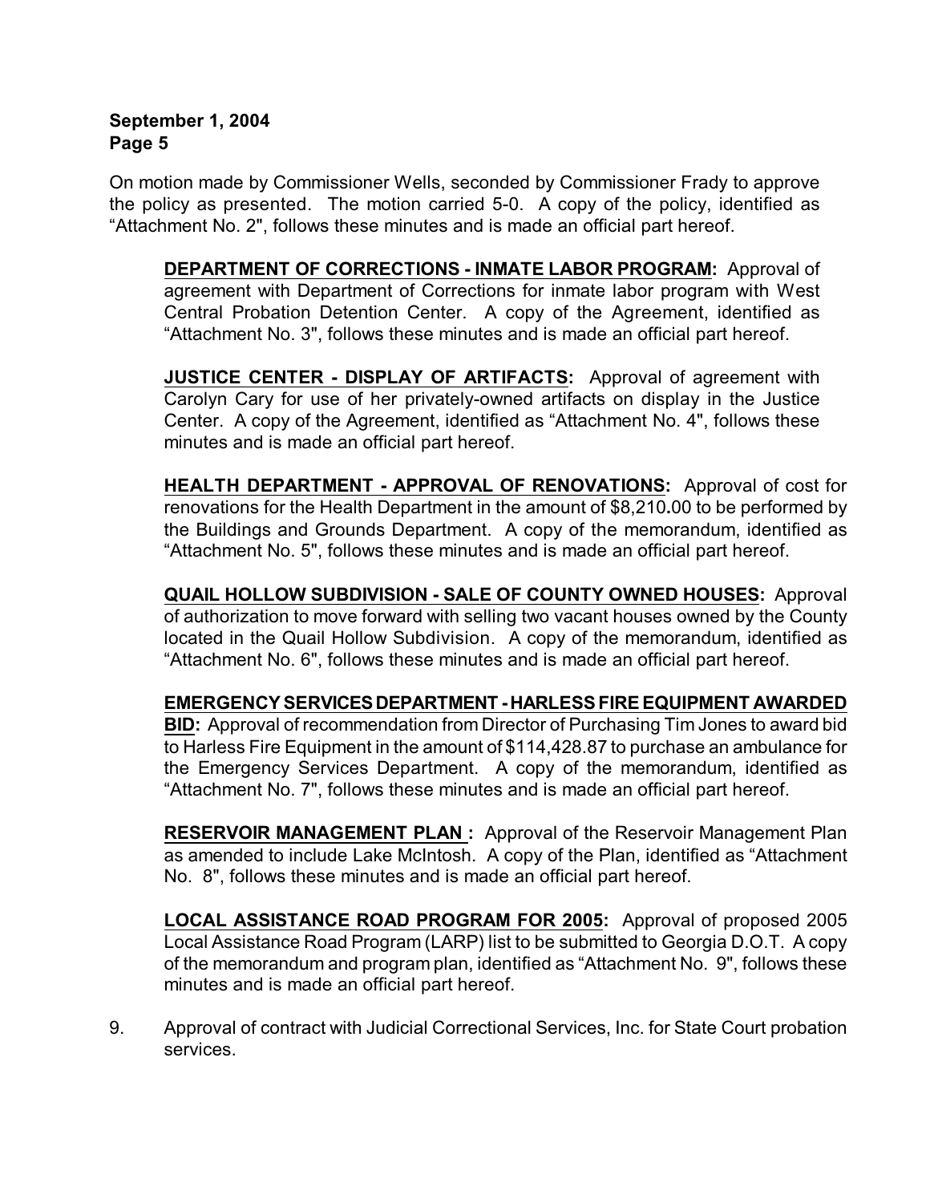On motion made by Commissioner Wells, seconded by Commissioner Frady to approve the policy as presented. The motion carried 5-0. A copy of the policy, identified as "Attachment No. 2", follows these minutes and is made an official part hereof.

> **DEPARTMENT OF CORRECTIONS - INMATE LABOR PROGRAM:** Approval of agreement with Department of Corrections for inmate labor program with West Central Probation Detention Center. A copy of the Agreement, identified as "Attachment No. 3", follows these minutes and is made an official part hereof.
>
> **JUSTICE CENTER - DISPLAY OF ARTIFACTS:** Approval of agreement with Carolyn Cary for use of her privately-owned artifacts on display in the Justice Center. A copy of the Agreement, identified as "Attachment No. 4", follows these minutes and is made an official part hereof.
>
> **HEALTH DEPARTMENT - APPROVAL OF RENOVATIONS:** Approval of cost for renovations for the Health Department in the amount of $8,210.00 to be performed by the Buildings and Grounds Department. A copy of the memorandum, identified as "Attachment No. 5", follows these minutes and is made an official part hereof.
>
> **QUAIL HOLLOW SUBDIVISION - SALE OF COUNTY OWNED HOUSES:** Approval of authorization to move forward with selling two vacant houses owned by the County located in the Quail Hollow Subdivision. A copy of the memorandum, identified as "Attachment No. 6", follows these minutes and is made an official part hereof.
>
> **EMERGENCY SERVICES DEPARTMENT - HARLESS FIRE EQUIPMENT AWARDED BID:** Approval of recommendation from Director of Purchasing Tim Jones to award bid to Harless Fire Equipment in the amount of $114,428.87 to purchase an ambulance for the Emergency Services Department. A copy of the memorandum, identified as "Attachment No. 7", follows these minutes and is made an official part hereof.
>
> **RESERVOIR MANAGEMENT PLAN :** Approval of the Reservoir Management Plan as amended to include Lake McIntosh. A copy of the Plan, identified as "Attachment No. 8", follows these minutes and is made an official part hereof.
>
> **LOCAL ASSISTANCE ROAD PROGRAM FOR 2005:** Approval of proposed 2005 Local Assistance Road Program (LARP) list to be submitted to Georgia D.O.T. A copy of the memorandum and program plan, identified as "Attachment No. 9", follows these minutes and is made an official part hereof.

9. Approval of contract with Judicial Correctional Services, Inc. for State Court probation services.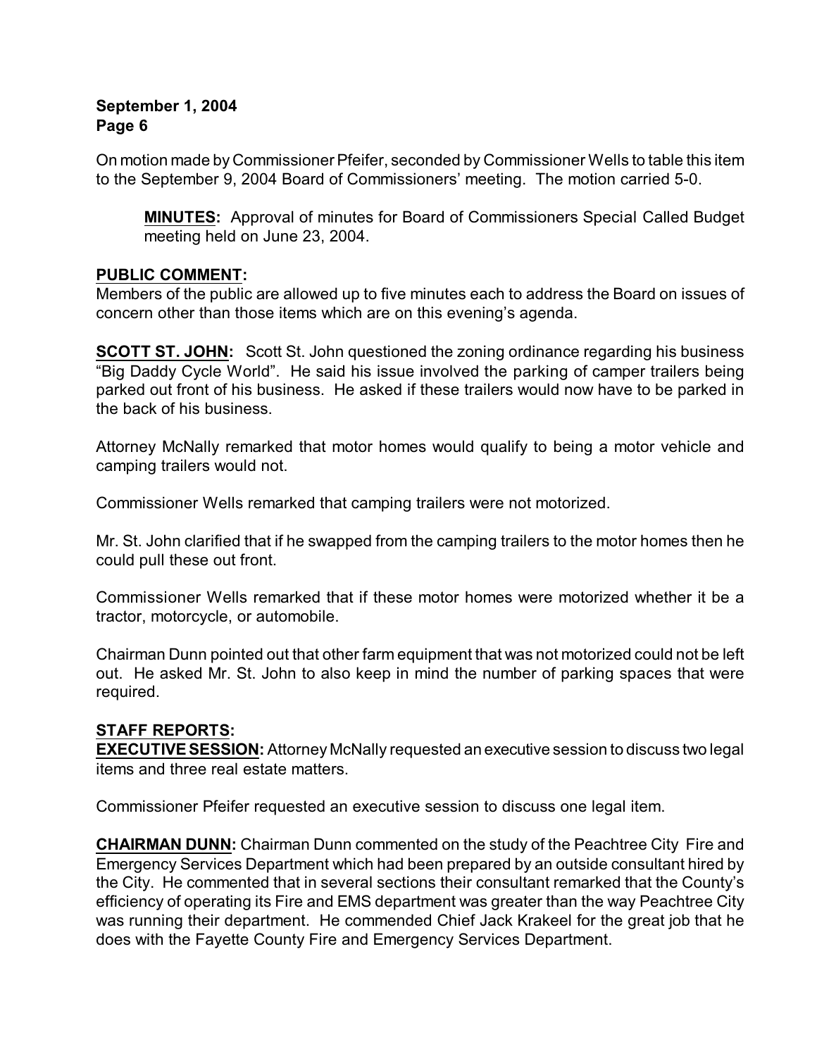On motion made by Commissioner Pfeifer, seconded by Commissioner Wells to table this item to the September 9, 2004 Board of Commissioners' meeting. The motion carried 5-0.

> **MINUTES:** Approval of minutes for Board of Commissioners Special Called Budget meeting held on June 23, 2004.

**PUBLIC COMMENT:**

Members of the public are allowed up to five minutes each to address the Board on issues of concern other than those items which are on this evening's agenda.

**SCOTT ST. JOHN:** Scott St. John questioned the zoning ordinance regarding his business "Big Daddy Cycle World". He said his issue involved the parking of camper trailers being parked out front of his business. He asked if these trailers would now have to be parked in the back of his business.

Attorney McNally remarked that motor homes would qualify to being a motor vehicle and camping trailers would not.

Commissioner Wells remarked that camping trailers were not motorized.

Mr. St. John clarified that if he swapped from the camping trailers to the motor homes then he could pull these out front.

Commissioner Wells remarked that if these motor homes were motorized whether it be a tractor, motorcycle, or automobile.

Chairman Dunn pointed out that other farm equipment that was not motorized could not be left out. He asked Mr. St. John to also keep in mind the number of parking spaces that were required.

**STAFF REPORTS:**

**EXECUTIVE SESSION:** Attorney McNally requested an executive session to discuss two legal items and three real estate matters.

Commissioner Pfeifer requested an executive session to discuss one legal item.

**CHAIRMAN DUNN:** Chairman Dunn commented on the study of the Peachtree City Fire and Emergency Services Department which had been prepared by an outside consultant hired by the City. He commented that in several sections their consultant remarked that the County's efficiency of operating its Fire and EMS department was greater than the way Peachtree City was running their department. He commended Chief Jack Krakeel for the great job that he does with the Fayette County Fire and Emergency Services Department.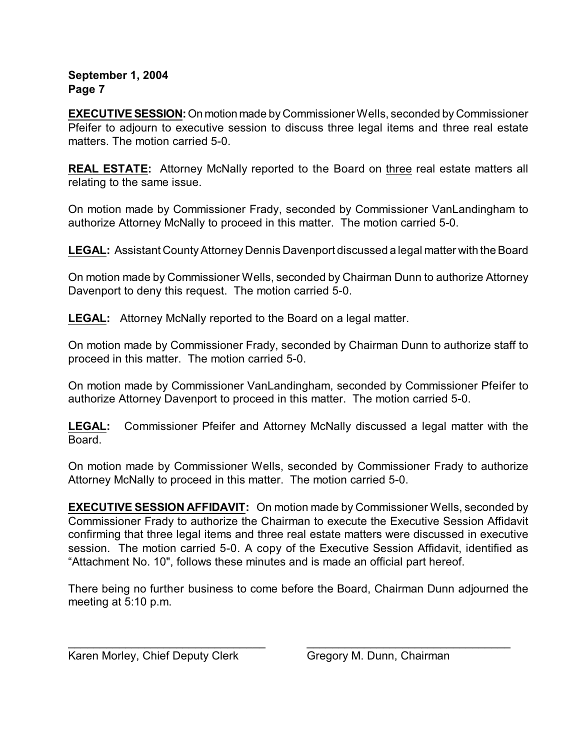**EXECUTIVE SESSION:** On motion made by Commissioner Wells, seconded by Commissioner Pfeifer to adjourn to executive session to discuss three legal items and three real estate matters. The motion carried 5-0.

**REAL ESTATE:** Attorney McNally reported to the Board on three real estate matters all relating to the same issue.

On motion made by Commissioner Frady, seconded by Commissioner VanLandingham to authorize Attorney McNally to proceed in this matter. The motion carried 5-0.

**LEGAL:** Assistant County Attorney Dennis Davenport discussed a legal matter with the Board

On motion made by Commissioner Wells, seconded by Chairman Dunn to authorize Attorney Davenport to deny this request. The motion carried 5-0.

**LEGAL:** Attorney McNally reported to the Board on a legal matter.

On motion made by Commissioner Frady, seconded by Chairman Dunn to authorize staff to proceed in this matter. The motion carried 5-0.

On motion made by Commissioner VanLandingham, seconded by Commissioner Pfeifer to authorize Attorney Davenport to proceed in this matter. The motion carried 5-0.

**LEGAL:** Commissioner Pfeifer and Attorney McNally discussed a legal matter with the Board.

On motion made by Commissioner Wells, seconded by Commissioner Frady to authorize Attorney McNally to proceed in this matter. The motion carried 5-0.

**EXECUTIVE SESSION AFFIDAVIT:** On motion made by Commissioner Wells, seconded by Commissioner Frady to authorize the Chairman to execute the Executive Session Affidavit confirming that three legal items and three real estate matters were discussed in executive session. The motion carried 5-0. A copy of the Executive Session Affidavit, identified as "Attachment No. 10", follows these minutes and is made an official part hereof.

There being no further business to come before the Board, Chairman Dunn adjourned the meeting at 5:10 p.m.

\_\_\_\_\_\_\_\_\_\_\_\_\_\_\_\_\_\_\_\_\_\_\_\_\_\_\_\_\_\_\_\_ \_\_\_\_\_\_\_\_\_\_\_\_\_\_\_\_\_\_\_\_\_\_\_\_\_\_\_\_\_\_\_\_

Karen Morley, Chief Deputy Clerk Gregory M. Dunn, Chairman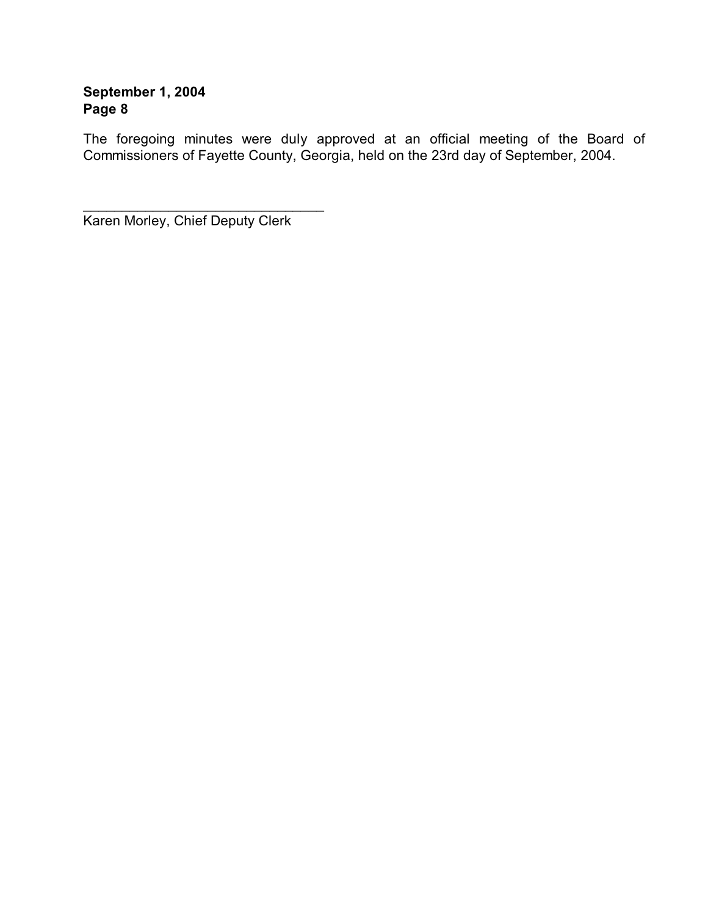The foregoing minutes were duly approved at an official meeting of the Board of Commissioners of Fayette County, Georgia, held on the 23rd day of September, 2004.

________________________________

Karen Morley, Chief Deputy Clerk